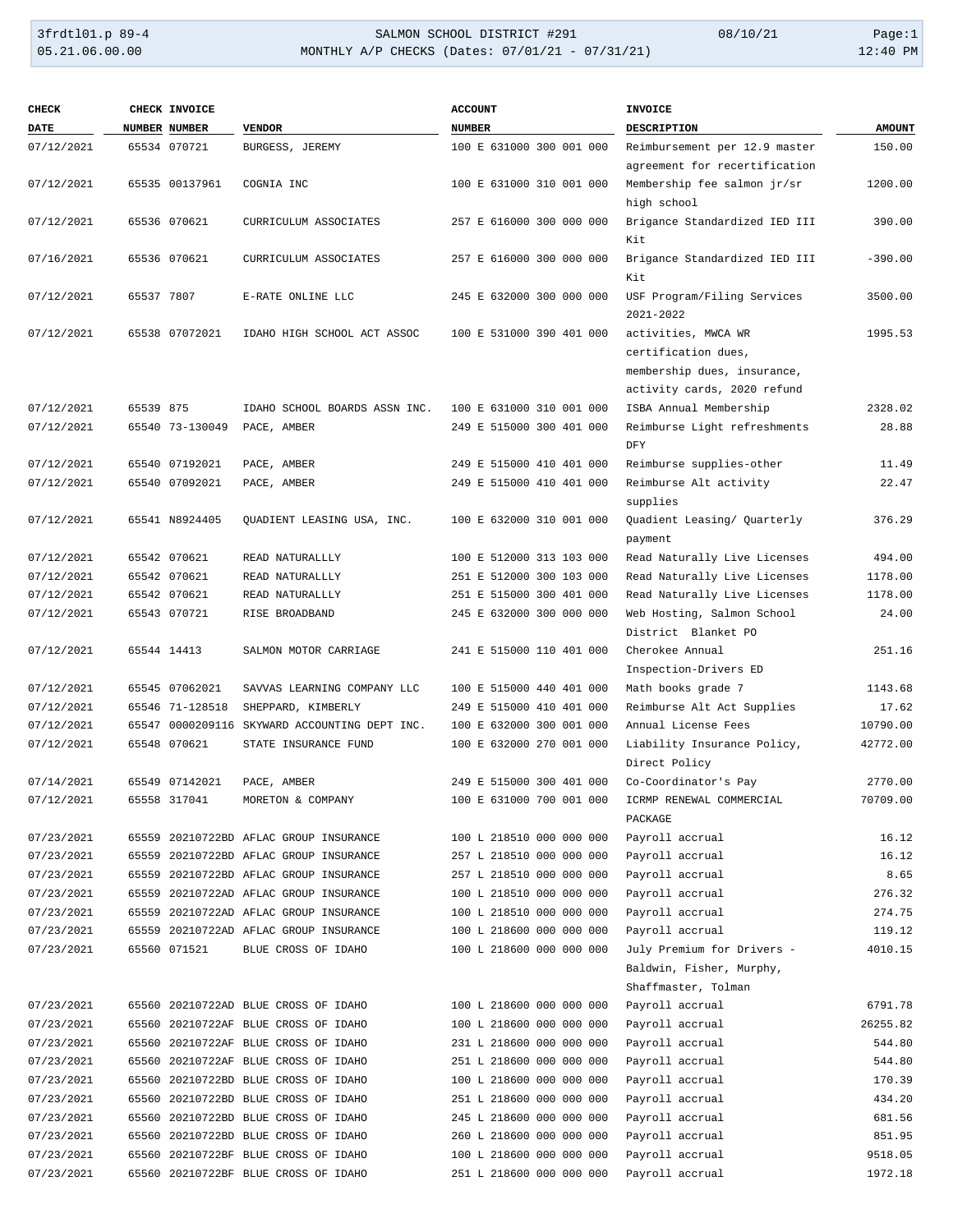3frdtl01.p 89-4 SALMON SCHOOL DISTRICT #291 08/10/21 Page:1
05.21.06.00.00 MONTHLY A/P CHECKS (Dates: 07/01/21 - 07/31/21) 12:40 PM

| CHECK DATE | CHECK NUMBER | INVOICE NUMBER | VENDOR | ACCOUNT NUMBER | INVOICE DESCRIPTION | AMOUNT |
|---|---|---|---|---|---|---|
| 07/12/2021 | 65534 | 070721 | BURGESS, JEREMY | 100 E 631000 300 001 000 | Reimbursement per 12.9 master agreement for recertification | 150.00 |
| 07/12/2021 | 65535 | 00137961 | COGNIA INC | 100 E 631000 310 001 000 | Membership fee salmon jr/sr high school | 1200.00 |
| 07/12/2021 | 65536 | 070621 | CURRICULUM ASSOCIATES | 257 E 616000 300 000 000 | Brigance Standardized IED III Kit | 390.00 |
| 07/16/2021 | 65536 | 070621 | CURRICULUM ASSOCIATES | 257 E 616000 300 000 000 | Brigance Standardized IED III Kit | -390.00 |
| 07/12/2021 | 65537 | 7807 | E-RATE ONLINE LLC | 245 E 632000 300 000 000 | USF Program/Filing Services 2021-2022 | 3500.00 |
| 07/12/2021 | 65538 | 07072021 | IDAHO HIGH SCHOOL ACT ASSOC | 100 E 531000 390 401 000 | activities, MWCA WR certification dues, membership dues, insurance, activity cards, 2020 refund | 1995.53 |
| 07/12/2021 | 65539 | 875 | IDAHO SCHOOL BOARDS ASSN INC. | 100 E 631000 310 001 000 | ISBA Annual Membership | 2328.02 |
| 07/12/2021 | 65540 | 73-130049 | PACE, AMBER | 249 E 515000 300 401 000 | Reimburse Light refreshments DFY | 28.88 |
| 07/12/2021 | 65540 | 07192021 | PACE, AMBER | 249 E 515000 410 401 000 | Reimburse supplies-other | 11.49 |
| 07/12/2021 | 65540 | 07092021 | PACE, AMBER | 249 E 515000 410 401 000 | Reimburse Alt activity supplies | 22.47 |
| 07/12/2021 | 65541 | N8924405 | QUADIENT LEASING USA, INC. | 100 E 632000 310 001 000 | Quadient Leasing/ Quarterly payment | 376.29 |
| 07/12/2021 | 65542 | 070621 | READ NATURALLLY | 100 E 512000 313 103 000 | Read Naturally Live Licenses | 494.00 |
| 07/12/2021 | 65542 | 070621 | READ NATURALLLY | 251 E 512000 300 103 000 | Read Naturally Live Licenses | 1178.00 |
| 07/12/2021 | 65542 | 070621 | READ NATURALLLY | 251 E 515000 300 401 000 | Read Naturally Live Licenses | 1178.00 |
| 07/12/2021 | 65543 | 070721 | RISE BROADBAND | 245 E 632000 300 000 000 | Web Hosting, Salmon School District Blanket PO | 24.00 |
| 07/12/2021 | 65544 | 14413 | SALMON MOTOR CARRIAGE | 241 E 515000 110 401 000 | Cherokee Annual Inspection-Drivers ED | 251.16 |
| 07/12/2021 | 65545 | 07062021 | SAVVAS LEARNING COMPANY LLC | 100 E 515000 440 401 000 | Math books grade 7 | 1143.68 |
| 07/12/2021 | 65546 | 71-128518 | SHEPPARD, KIMBERLY | 249 E 515000 410 401 000 | Reimburse Alt Act Supplies | 17.62 |
| 07/12/2021 | 65547 | 0000209116 | SKYWARD ACCOUNTING DEPT INC. | 100 E 632000 300 001 000 | Annual License Fees | 10790.00 |
| 07/12/2021 | 65548 | 070621 | STATE INSURANCE FUND | 100 E 632000 270 001 000 | Liability Insurance Policy, Direct Policy | 42772.00 |
| 07/14/2021 | 65549 | 07142021 | PACE, AMBER | 249 E 515000 300 401 000 | Co-Coordinator's Pay | 2770.00 |
| 07/12/2021 | 65558 | 317041 | MORETON & COMPANY | 100 E 631000 700 001 000 | ICRMP RENEWAL COMMERCIAL PACKAGE | 70709.00 |
| 07/23/2021 | 65559 | 20210722BD | AFLAC GROUP INSURANCE | 100 L 218510 000 000 000 | Payroll accrual | 16.12 |
| 07/23/2021 | 65559 | 20210722BD | AFLAC GROUP INSURANCE | 257 L 218510 000 000 000 | Payroll accrual | 16.12 |
| 07/23/2021 | 65559 | 20210722BD | AFLAC GROUP INSURANCE | 257 L 218510 000 000 000 | Payroll accrual | 8.65 |
| 07/23/2021 | 65559 | 20210722AD | AFLAC GROUP INSURANCE | 100 L 218510 000 000 000 | Payroll accrual | 276.32 |
| 07/23/2021 | 65559 | 20210722AD | AFLAC GROUP INSURANCE | 100 L 218510 000 000 000 | Payroll accrual | 274.75 |
| 07/23/2021 | 65559 | 20210722AD | AFLAC GROUP INSURANCE | 100 L 218600 000 000 000 | Payroll accrual | 119.12 |
| 07/23/2021 | 65560 | 071521 | BLUE CROSS OF IDAHO | 100 L 218600 000 000 000 | July Premium for Drivers - Baldwin, Fisher, Murphy, Shaffmaster, Tolman | 4010.15 |
| 07/23/2021 | 65560 | 20210722AD | BLUE CROSS OF IDAHO | 100 L 218600 000 000 000 | Payroll accrual | 6791.78 |
| 07/23/2021 | 65560 | 20210722AF | BLUE CROSS OF IDAHO | 100 L 218600 000 000 000 | Payroll accrual | 26255.82 |
| 07/23/2021 | 65560 | 20210722AF | BLUE CROSS OF IDAHO | 231 L 218600 000 000 000 | Payroll accrual | 544.80 |
| 07/23/2021 | 65560 | 20210722AF | BLUE CROSS OF IDAHO | 251 L 218600 000 000 000 | Payroll accrual | 544.80 |
| 07/23/2021 | 65560 | 20210722BD | BLUE CROSS OF IDAHO | 100 L 218600 000 000 000 | Payroll accrual | 170.39 |
| 07/23/2021 | 65560 | 20210722BD | BLUE CROSS OF IDAHO | 251 L 218600 000 000 000 | Payroll accrual | 434.20 |
| 07/23/2021 | 65560 | 20210722BD | BLUE CROSS OF IDAHO | 245 L 218600 000 000 000 | Payroll accrual | 681.56 |
| 07/23/2021 | 65560 | 20210722BD | BLUE CROSS OF IDAHO | 260 L 218600 000 000 000 | Payroll accrual | 851.95 |
| 07/23/2021 | 65560 | 20210722BF | BLUE CROSS OF IDAHO | 100 L 218600 000 000 000 | Payroll accrual | 9518.05 |
| 07/23/2021 | 65560 | 20210722BF | BLUE CROSS OF IDAHO | 251 L 218600 000 000 000 | Payroll accrual | 1972.18 |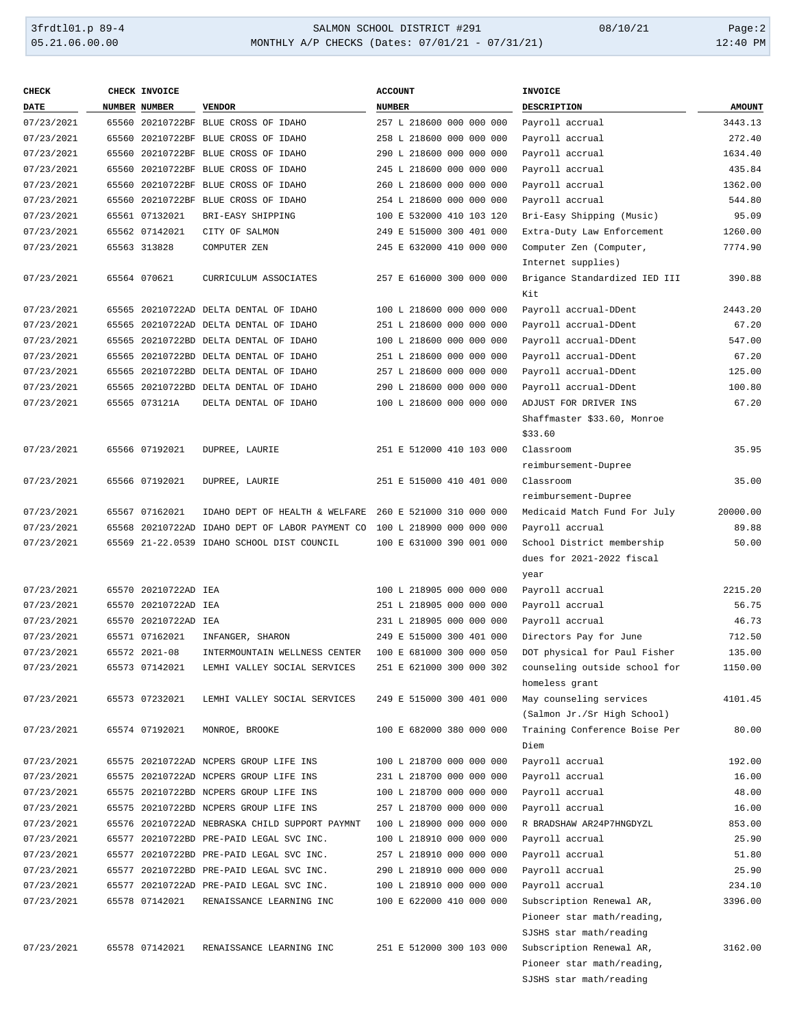| CHECK DATE | CHECK NUMBER | INVOICE NUMBER | VENDOR | ACCOUNT NUMBER | INVOICE DESCRIPTION | AMOUNT |
|---|---|---|---|---|---|---|
| 07/23/2021 | 65560 | 20210722BF | BLUE CROSS OF IDAHO | 257 L 218600 000 000 000 | Payroll accrual | 3443.13 |
| 07/23/2021 | 65560 | 20210722BF | BLUE CROSS OF IDAHO | 258 L 218600 000 000 000 | Payroll accrual | 272.40 |
| 07/23/2021 | 65560 | 20210722BF | BLUE CROSS OF IDAHO | 290 L 218600 000 000 000 | Payroll accrual | 1634.40 |
| 07/23/2021 | 65560 | 20210722BF | BLUE CROSS OF IDAHO | 245 L 218600 000 000 000 | Payroll accrual | 435.84 |
| 07/23/2021 | 65560 | 20210722BF | BLUE CROSS OF IDAHO | 260 L 218600 000 000 000 | Payroll accrual | 1362.00 |
| 07/23/2021 | 65560 | 20210722BF | BLUE CROSS OF IDAHO | 254 L 218600 000 000 000 | Payroll accrual | 544.80 |
| 07/23/2021 | 65561 | 07132021 | BRI-EASY SHIPPING | 100 E 532000 410 103 120 | Bri-Easy Shipping (Music) | 95.09 |
| 07/23/2021 | 65562 | 07142021 | CITY OF SALMON | 249 E 515000 300 401 000 | Extra-Duty Law Enforcement | 1260.00 |
| 07/23/2021 | 65563 | 313828 | COMPUTER ZEN | 245 E 632000 410 000 000 | Computer Zen (Computer, Internet supplies) | 7774.90 |
| 07/23/2021 | 65564 | 070621 | CURRICULUM ASSOCIATES | 257 E 616000 300 000 000 | Brigance Standardized IED III Kit | 390.88 |
| 07/23/2021 | 65565 | 20210722AD | DELTA DENTAL OF IDAHO | 100 L 218600 000 000 000 | Payroll accrual-DDent | 2443.20 |
| 07/23/2021 | 65565 | 20210722AD | DELTA DENTAL OF IDAHO | 251 L 218600 000 000 000 | Payroll accrual-DDent | 67.20 |
| 07/23/2021 | 65565 | 20210722BD | DELTA DENTAL OF IDAHO | 100 L 218600 000 000 000 | Payroll accrual-DDent | 547.00 |
| 07/23/2021 | 65565 | 20210722BD | DELTA DENTAL OF IDAHO | 251 L 218600 000 000 000 | Payroll accrual-DDent | 67.20 |
| 07/23/2021 | 65565 | 20210722BD | DELTA DENTAL OF IDAHO | 257 L 218600 000 000 000 | Payroll accrual-DDent | 125.00 |
| 07/23/2021 | 65565 | 20210722BD | DELTA DENTAL OF IDAHO | 290 L 218600 000 000 000 | Payroll accrual-DDent | 100.80 |
| 07/23/2021 | 65565 | 073121A | DELTA DENTAL OF IDAHO | 100 L 218600 000 000 000 | ADJUST FOR DRIVER INS Shaffmaster $33.60, Monroe $33.60 | 67.20 |
| 07/23/2021 | 65566 | 07192021 | DUPREE, LAURIE | 251 E 512000 410 103 000 | Classroom reimbursement-Dupree | 35.95 |
| 07/23/2021 | 65566 | 07192021 | DUPREE, LAURIE | 251 E 515000 410 401 000 | Classroom reimbursement-Dupree | 35.00 |
| 07/23/2021 | 65567 | 07162021 | IDAHO DEPT OF HEALTH & WELFARE | 260 E 521000 310 000 000 | Medicaid Match Fund For July | 20000.00 |
| 07/23/2021 | 65568 | 20210722AD | IDAHO DEPT OF LABOR PAYMENT CO | 100 L 218900 000 000 000 | Payroll accrual | 89.88 |
| 07/23/2021 | 65569 | 21-22.0539 | IDAHO SCHOOL DIST COUNCIL | 100 E 631000 390 001 000 | School District membership dues for 2021-2022 fiscal year | 50.00 |
| 07/23/2021 | 65570 | 20210722AD | IEA | 100 L 218905 000 000 000 | Payroll accrual | 2215.20 |
| 07/23/2021 | 65570 | 20210722AD | IEA | 251 L 218905 000 000 000 | Payroll accrual | 56.75 |
| 07/23/2021 | 65570 | 20210722AD | IEA | 231 L 218905 000 000 000 | Payroll accrual | 46.73 |
| 07/23/2021 | 65571 | 07162021 | INFANGER, SHARON | 249 E 515000 300 401 000 | Directors Pay for June | 712.50 |
| 07/23/2021 | 65572 | 2021-08 | INTERMOUNTAIN WELLNESS CENTER | 100 E 681000 300 000 050 | DOT physical for Paul Fisher | 135.00 |
| 07/23/2021 | 65573 | 07142021 | LEMHI VALLEY SOCIAL SERVICES | 251 E 621000 300 000 302 | counseling outside school for homeless grant | 1150.00 |
| 07/23/2021 | 65573 | 07232021 | LEMHI VALLEY SOCIAL SERVICES | 249 E 515000 300 401 000 | May counseling services (Salmon Jr./Sr High School) | 4101.45 |
| 07/23/2021 | 65574 | 07192021 | MONROE, BROOKE | 100 E 682000 380 000 000 | Training Conference Boise Per Diem | 80.00 |
| 07/23/2021 | 65575 | 20210722AD | NCPERS GROUP LIFE INS | 100 L 218700 000 000 000 | Payroll accrual | 192.00 |
| 07/23/2021 | 65575 | 20210722AD | NCPERS GROUP LIFE INS | 231 L 218700 000 000 000 | Payroll accrual | 16.00 |
| 07/23/2021 | 65575 | 20210722BD | NCPERS GROUP LIFE INS | 100 L 218700 000 000 000 | Payroll accrual | 48.00 |
| 07/23/2021 | 65575 | 20210722BD | NCPERS GROUP LIFE INS | 257 L 218700 000 000 000 | Payroll accrual | 16.00 |
| 07/23/2021 | 65576 | 20210722AD | NEBRASKA CHILD SUPPORT PAYMNT | 100 L 218900 000 000 000 | R BRADSHAW AR24P7HNGDYZL | 853.00 |
| 07/23/2021 | 65577 | 20210722BD | PRE-PAID LEGAL SVC INC. | 100 L 218910 000 000 000 | Payroll accrual | 25.90 |
| 07/23/2021 | 65577 | 20210722BD | PRE-PAID LEGAL SVC INC. | 257 L 218910 000 000 000 | Payroll accrual | 51.80 |
| 07/23/2021 | 65577 | 20210722BD | PRE-PAID LEGAL SVC INC. | 290 L 218910 000 000 000 | Payroll accrual | 25.90 |
| 07/23/2021 | 65577 | 20210722AD | PRE-PAID LEGAL SVC INC. | 100 L 218910 000 000 000 | Payroll accrual | 234.10 |
| 07/23/2021 | 65578 | 07142021 | RENAISSANCE LEARNING INC | 100 E 622000 410 000 000 | Subscription Renewal AR, Pioneer star math/reading, SJSHS star math/reading | 3396.00 |
| 07/23/2021 | 65578 | 07142021 | RENAISSANCE LEARNING INC | 251 E 512000 300 103 000 | Subscription Renewal AR, Pioneer star math/reading, SJSHS star math/reading | 3162.00 |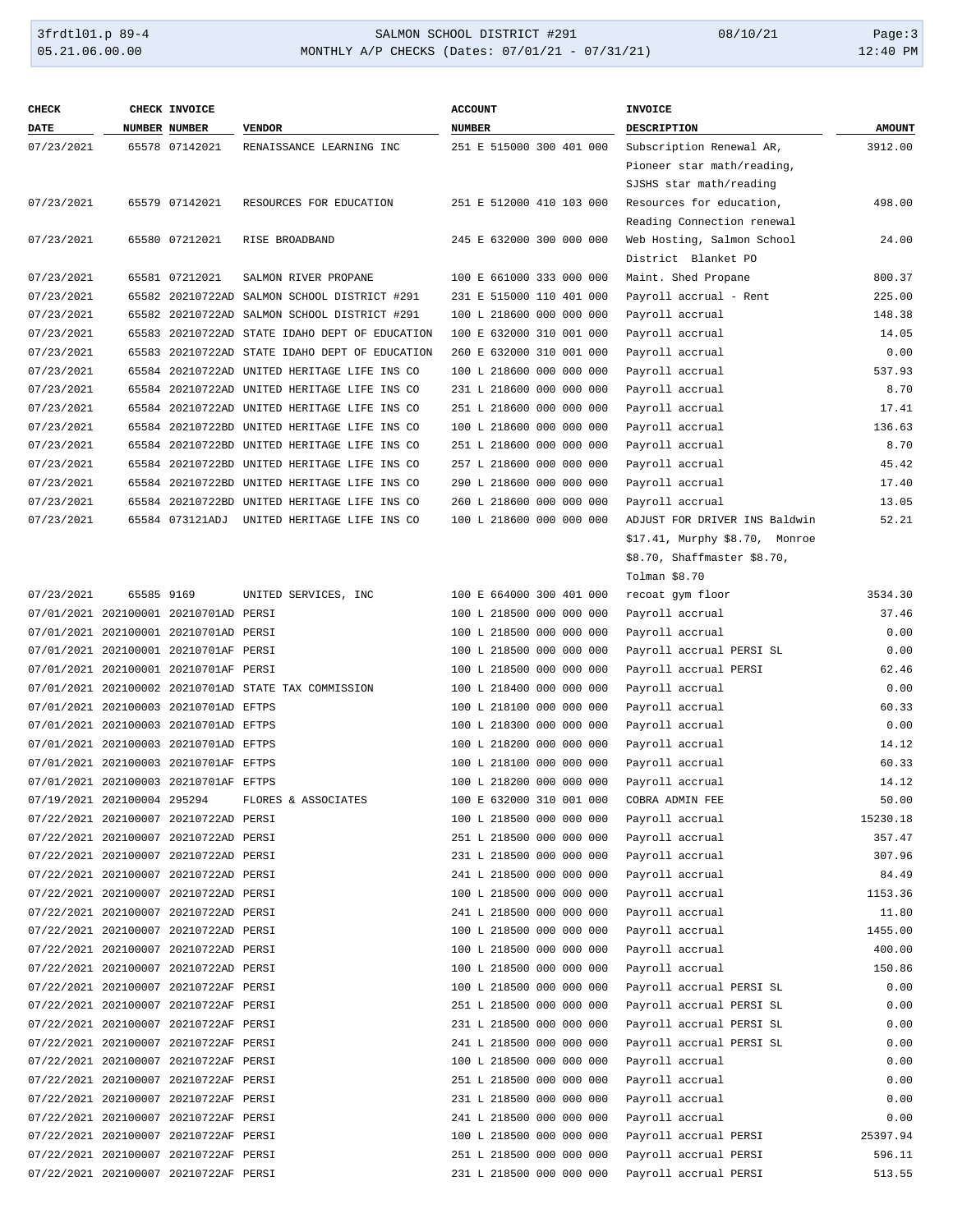| CHECK DATE | CHECK NUMBER | INVOICE NUMBER | VENDOR | ACCOUNT NUMBER | INVOICE DESCRIPTION | AMOUNT |
|---|---|---|---|---|---|---|
| 07/23/2021 | 65578 | 07142021 | RENAISSANCE LEARNING INC | 251 E 515000 300 401 000 | Subscription Renewal AR, Pioneer star math/reading, SJSHS star math/reading | 3912.00 |
| 07/23/2021 | 65579 | 07142021 | RESOURCES FOR EDUCATION | 251 E 512000 410 103 000 | Resources for education, Reading Connection renewal | 498.00 |
| 07/23/2021 | 65580 | 07212021 | RISE BROADBAND | 245 E 632000 300 000 000 | Web Hosting, Salmon School District Blanket PO | 24.00 |
| 07/23/2021 | 65581 | 07212021 | SALMON RIVER PROPANE | 100 E 661000 333 000 000 | Maint. Shed Propane | 800.37 |
| 07/23/2021 | 65582 | 20210722AD | SALMON SCHOOL DISTRICT #291 | 231 E 515000 110 401 000 | Payroll accrual - Rent | 225.00 |
| 07/23/2021 | 65582 | 20210722AD | SALMON SCHOOL DISTRICT #291 | 100 L 218600 000 000 000 | Payroll accrual | 148.38 |
| 07/23/2021 | 65583 | 20210722AD | STATE IDAHO DEPT OF EDUCATION | 100 E 632000 310 001 000 | Payroll accrual | 14.05 |
| 07/23/2021 | 65583 | 20210722AD | STATE IDAHO DEPT OF EDUCATION | 260 E 632000 310 001 000 | Payroll accrual | 0.00 |
| 07/23/2021 | 65584 | 20210722AD | UNITED HERITAGE LIFE INS CO | 100 L 218600 000 000 000 | Payroll accrual | 537.93 |
| 07/23/2021 | 65584 | 20210722AD | UNITED HERITAGE LIFE INS CO | 231 L 218600 000 000 000 | Payroll accrual | 8.70 |
| 07/23/2021 | 65584 | 20210722AD | UNITED HERITAGE LIFE INS CO | 251 L 218600 000 000 000 | Payroll accrual | 17.41 |
| 07/23/2021 | 65584 | 20210722BD | UNITED HERITAGE LIFE INS CO | 100 L 218600 000 000 000 | Payroll accrual | 136.63 |
| 07/23/2021 | 65584 | 20210722BD | UNITED HERITAGE LIFE INS CO | 251 L 218600 000 000 000 | Payroll accrual | 8.70 |
| 07/23/2021 | 65584 | 20210722BD | UNITED HERITAGE LIFE INS CO | 257 L 218600 000 000 000 | Payroll accrual | 45.42 |
| 07/23/2021 | 65584 | 20210722BD | UNITED HERITAGE LIFE INS CO | 290 L 218600 000 000 000 | Payroll accrual | 17.40 |
| 07/23/2021 | 65584 | 20210722BD | UNITED HERITAGE LIFE INS CO | 260 L 218600 000 000 000 | Payroll accrual | 13.05 |
| 07/23/2021 | 65584 | 073121ADJ | UNITED HERITAGE LIFE INS CO | 100 L 218600 000 000 000 | ADJUST FOR DRIVER INS Baldwin $17.41, Murphy $8.70, Monroe $8.70, Shaffmaster $8.70, Tolman $8.70 | 52.21 |
| 07/23/2021 | 65585 | 9169 | UNITED SERVICES, INC | 100 E 664000 300 401 000 | recoat gym floor | 3534.30 |
| 07/01/2021 | 202100001 | 20210701AD | PERSI | 100 L 218500 000 000 000 | Payroll accrual | 37.46 |
| 07/01/2021 | 202100001 | 20210701AD | PERSI | 100 L 218500 000 000 000 | Payroll accrual | 0.00 |
| 07/01/2021 | 202100001 | 20210701AF | PERSI | 100 L 218500 000 000 000 | Payroll accrual PERSI SL | 0.00 |
| 07/01/2021 | 202100001 | 20210701AF | PERSI | 100 L 218500 000 000 000 | Payroll accrual PERSI | 62.46 |
| 07/01/2021 | 202100002 | 20210701AD | STATE TAX COMMISSION | 100 L 218400 000 000 000 | Payroll accrual | 0.00 |
| 07/01/2021 | 202100003 | 20210701AD | EFTPS | 100 L 218100 000 000 000 | Payroll accrual | 60.33 |
| 07/01/2021 | 202100003 | 20210701AD | EFTPS | 100 L 218300 000 000 000 | Payroll accrual | 0.00 |
| 07/01/2021 | 202100003 | 20210701AD | EFTPS | 100 L 218200 000 000 000 | Payroll accrual | 14.12 |
| 07/01/2021 | 202100003 | 20210701AF | EFTPS | 100 L 218100 000 000 000 | Payroll accrual | 60.33 |
| 07/01/2021 | 202100003 | 20210701AF | EFTPS | 100 L 218200 000 000 000 | Payroll accrual | 14.12 |
| 07/19/2021 | 202100004 | 295294 | FLORES & ASSOCIATES | 100 E 632000 310 001 000 | COBRA ADMIN FEE | 50.00 |
| 07/22/2021 | 202100007 | 20210722AD | PERSI | 100 L 218500 000 000 000 | Payroll accrual | 15230.18 |
| 07/22/2021 | 202100007 | 20210722AD | PERSI | 251 L 218500 000 000 000 | Payroll accrual | 357.47 |
| 07/22/2021 | 202100007 | 20210722AD | PERSI | 231 L 218500 000 000 000 | Payroll accrual | 307.96 |
| 07/22/2021 | 202100007 | 20210722AD | PERSI | 241 L 218500 000 000 000 | Payroll accrual | 84.49 |
| 07/22/2021 | 202100007 | 20210722AD | PERSI | 100 L 218500 000 000 000 | Payroll accrual | 1153.36 |
| 07/22/2021 | 202100007 | 20210722AD | PERSI | 241 L 218500 000 000 000 | Payroll accrual | 11.80 |
| 07/22/2021 | 202100007 | 20210722AD | PERSI | 100 L 218500 000 000 000 | Payroll accrual | 1455.00 |
| 07/22/2021 | 202100007 | 20210722AD | PERSI | 100 L 218500 000 000 000 | Payroll accrual | 400.00 |
| 07/22/2021 | 202100007 | 20210722AD | PERSI | 100 L 218500 000 000 000 | Payroll accrual | 150.86 |
| 07/22/2021 | 202100007 | 20210722AF | PERSI | 100 L 218500 000 000 000 | Payroll accrual PERSI SL | 0.00 |
| 07/22/2021 | 202100007 | 20210722AF | PERSI | 251 L 218500 000 000 000 | Payroll accrual PERSI SL | 0.00 |
| 07/22/2021 | 202100007 | 20210722AF | PERSI | 231 L 218500 000 000 000 | Payroll accrual PERSI SL | 0.00 |
| 07/22/2021 | 202100007 | 20210722AF | PERSI | 241 L 218500 000 000 000 | Payroll accrual PERSI SL | 0.00 |
| 07/22/2021 | 202100007 | 20210722AF | PERSI | 100 L 218500 000 000 000 | Payroll accrual | 0.00 |
| 07/22/2021 | 202100007 | 20210722AF | PERSI | 251 L 218500 000 000 000 | Payroll accrual | 0.00 |
| 07/22/2021 | 202100007 | 20210722AF | PERSI | 231 L 218500 000 000 000 | Payroll accrual | 0.00 |
| 07/22/2021 | 202100007 | 20210722AF | PERSI | 241 L 218500 000 000 000 | Payroll accrual | 0.00 |
| 07/22/2021 | 202100007 | 20210722AF | PERSI | 100 L 218500 000 000 000 | Payroll accrual PERSI | 25397.94 |
| 07/22/2021 | 202100007 | 20210722AF | PERSI | 251 L 218500 000 000 000 | Payroll accrual PERSI | 596.11 |
| 07/22/2021 | 202100007 | 20210722AF | PERSI | 231 L 218500 000 000 000 | Payroll accrual PERSI | 513.55 |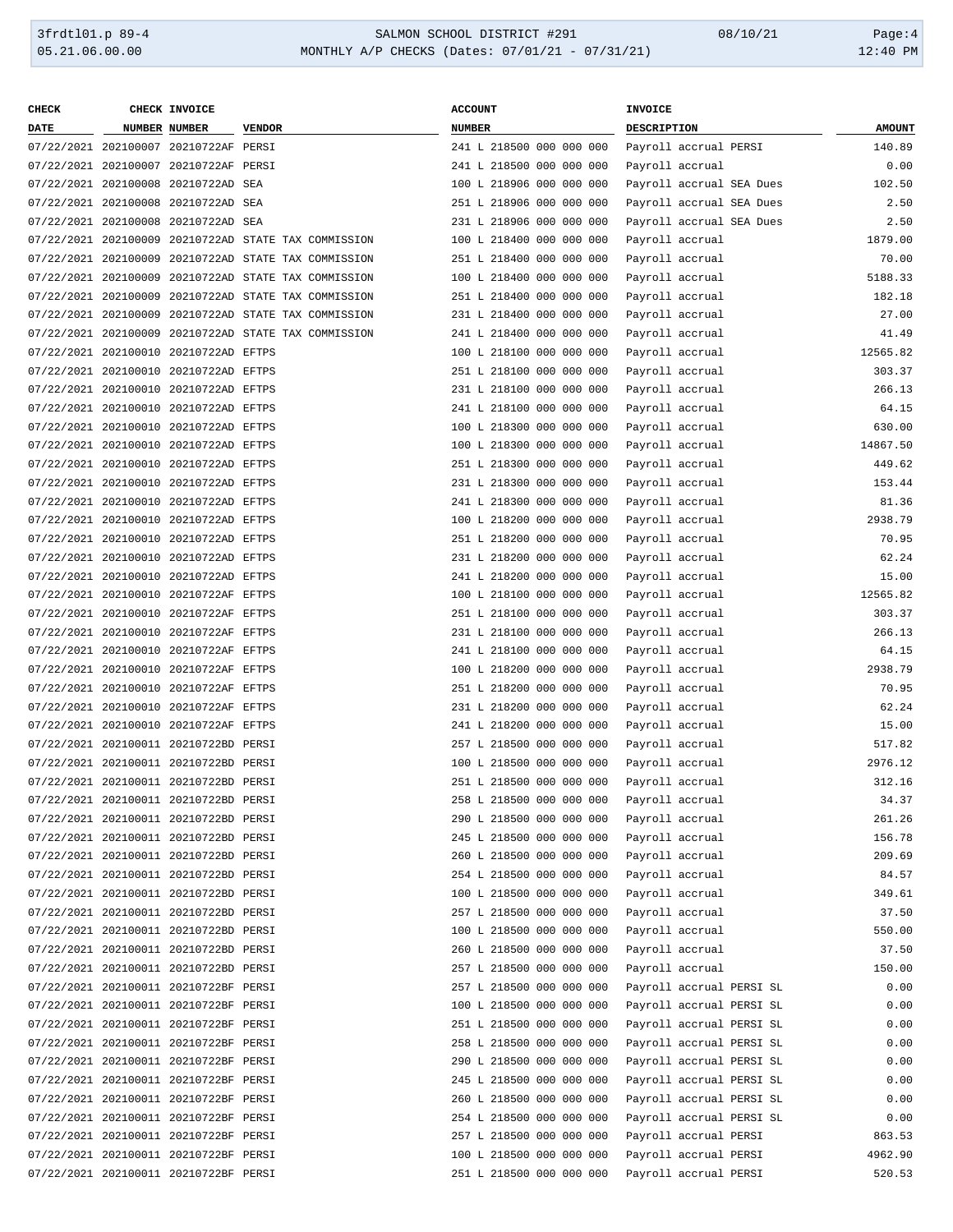| CHECK DATE | CHECK NUMBER | INVOICE NUMBER | VENDOR | ACCOUNT NUMBER | INVOICE DESCRIPTION | AMOUNT |
|---|---|---|---|---|---|---|
| 07/22/2021 | 202100007 | 20210722AF | PERSI | 241 L 218500 000 000 000 | Payroll accrual PERSI | 140.89 |
| 07/22/2021 | 202100007 | 20210722AF | PERSI | 241 L 218500 000 000 000 | Payroll accrual | 0.00 |
| 07/22/2021 | 202100008 | 20210722AD | SEA | 100 L 218906 000 000 000 | Payroll accrual SEA Dues | 102.50 |
| 07/22/2021 | 202100008 | 20210722AD | SEA | 251 L 218906 000 000 000 | Payroll accrual SEA Dues | 2.50 |
| 07/22/2021 | 202100008 | 20210722AD | SEA | 231 L 218906 000 000 000 | Payroll accrual SEA Dues | 2.50 |
| 07/22/2021 | 202100009 | 20210722AD | STATE TAX COMMISSION | 100 L 218400 000 000 000 | Payroll accrual | 1879.00 |
| 07/22/2021 | 202100009 | 20210722AD | STATE TAX COMMISSION | 251 L 218400 000 000 000 | Payroll accrual | 70.00 |
| 07/22/2021 | 202100009 | 20210722AD | STATE TAX COMMISSION | 100 L 218400 000 000 000 | Payroll accrual | 5188.33 |
| 07/22/2021 | 202100009 | 20210722AD | STATE TAX COMMISSION | 251 L 218400 000 000 000 | Payroll accrual | 182.18 |
| 07/22/2021 | 202100009 | 20210722AD | STATE TAX COMMISSION | 231 L 218400 000 000 000 | Payroll accrual | 27.00 |
| 07/22/2021 | 202100009 | 20210722AD | STATE TAX COMMISSION | 241 L 218400 000 000 000 | Payroll accrual | 41.49 |
| 07/22/2021 | 202100010 | 20210722AD | EFTPS | 100 L 218100 000 000 000 | Payroll accrual | 12565.82 |
| 07/22/2021 | 202100010 | 20210722AD | EFTPS | 251 L 218100 000 000 000 | Payroll accrual | 303.37 |
| 07/22/2021 | 202100010 | 20210722AD | EFTPS | 231 L 218100 000 000 000 | Payroll accrual | 266.13 |
| 07/22/2021 | 202100010 | 20210722AD | EFTPS | 241 L 218100 000 000 000 | Payroll accrual | 64.15 |
| 07/22/2021 | 202100010 | 20210722AD | EFTPS | 100 L 218300 000 000 000 | Payroll accrual | 630.00 |
| 07/22/2021 | 202100010 | 20210722AD | EFTPS | 100 L 218300 000 000 000 | Payroll accrual | 14867.50 |
| 07/22/2021 | 202100010 | 20210722AD | EFTPS | 251 L 218300 000 000 000 | Payroll accrual | 449.62 |
| 07/22/2021 | 202100010 | 20210722AD | EFTPS | 231 L 218300 000 000 000 | Payroll accrual | 153.44 |
| 07/22/2021 | 202100010 | 20210722AD | EFTPS | 241 L 218300 000 000 000 | Payroll accrual | 81.36 |
| 07/22/2021 | 202100010 | 20210722AD | EFTPS | 100 L 218200 000 000 000 | Payroll accrual | 2938.79 |
| 07/22/2021 | 202100010 | 20210722AD | EFTPS | 251 L 218200 000 000 000 | Payroll accrual | 70.95 |
| 07/22/2021 | 202100010 | 20210722AD | EFTPS | 231 L 218200 000 000 000 | Payroll accrual | 62.24 |
| 07/22/2021 | 202100010 | 20210722AD | EFTPS | 241 L 218200 000 000 000 | Payroll accrual | 15.00 |
| 07/22/2021 | 202100010 | 20210722AF | EFTPS | 100 L 218100 000 000 000 | Payroll accrual | 12565.82 |
| 07/22/2021 | 202100010 | 20210722AF | EFTPS | 251 L 218100 000 000 000 | Payroll accrual | 303.37 |
| 07/22/2021 | 202100010 | 20210722AF | EFTPS | 231 L 218100 000 000 000 | Payroll accrual | 266.13 |
| 07/22/2021 | 202100010 | 20210722AF | EFTPS | 241 L 218100 000 000 000 | Payroll accrual | 64.15 |
| 07/22/2021 | 202100010 | 20210722AF | EFTPS | 100 L 218200 000 000 000 | Payroll accrual | 2938.79 |
| 07/22/2021 | 202100010 | 20210722AF | EFTPS | 251 L 218200 000 000 000 | Payroll accrual | 70.95 |
| 07/22/2021 | 202100010 | 20210722AF | EFTPS | 231 L 218200 000 000 000 | Payroll accrual | 62.24 |
| 07/22/2021 | 202100010 | 20210722AF | EFTPS | 241 L 218200 000 000 000 | Payroll accrual | 15.00 |
| 07/22/2021 | 202100011 | 20210722BD | PERSI | 257 L 218500 000 000 000 | Payroll accrual | 517.82 |
| 07/22/2021 | 202100011 | 20210722BD | PERSI | 100 L 218500 000 000 000 | Payroll accrual | 2976.12 |
| 07/22/2021 | 202100011 | 20210722BD | PERSI | 251 L 218500 000 000 000 | Payroll accrual | 312.16 |
| 07/22/2021 | 202100011 | 20210722BD | PERSI | 258 L 218500 000 000 000 | Payroll accrual | 34.37 |
| 07/22/2021 | 202100011 | 20210722BD | PERSI | 290 L 218500 000 000 000 | Payroll accrual | 261.26 |
| 07/22/2021 | 202100011 | 20210722BD | PERSI | 245 L 218500 000 000 000 | Payroll accrual | 156.78 |
| 07/22/2021 | 202100011 | 20210722BD | PERSI | 260 L 218500 000 000 000 | Payroll accrual | 209.69 |
| 07/22/2021 | 202100011 | 20210722BD | PERSI | 254 L 218500 000 000 000 | Payroll accrual | 84.57 |
| 07/22/2021 | 202100011 | 20210722BD | PERSI | 100 L 218500 000 000 000 | Payroll accrual | 349.61 |
| 07/22/2021 | 202100011 | 20210722BD | PERSI | 257 L 218500 000 000 000 | Payroll accrual | 37.50 |
| 07/22/2021 | 202100011 | 20210722BD | PERSI | 100 L 218500 000 000 000 | Payroll accrual | 550.00 |
| 07/22/2021 | 202100011 | 20210722BD | PERSI | 260 L 218500 000 000 000 | Payroll accrual | 37.50 |
| 07/22/2021 | 202100011 | 20210722BD | PERSI | 257 L 218500 000 000 000 | Payroll accrual | 150.00 |
| 07/22/2021 | 202100011 | 20210722BF | PERSI | 257 L 218500 000 000 000 | Payroll accrual PERSI SL | 0.00 |
| 07/22/2021 | 202100011 | 20210722BF | PERSI | 100 L 218500 000 000 000 | Payroll accrual PERSI SL | 0.00 |
| 07/22/2021 | 202100011 | 20210722BF | PERSI | 251 L 218500 000 000 000 | Payroll accrual PERSI SL | 0.00 |
| 07/22/2021 | 202100011 | 20210722BF | PERSI | 258 L 218500 000 000 000 | Payroll accrual PERSI SL | 0.00 |
| 07/22/2021 | 202100011 | 20210722BF | PERSI | 290 L 218500 000 000 000 | Payroll accrual PERSI SL | 0.00 |
| 07/22/2021 | 202100011 | 20210722BF | PERSI | 245 L 218500 000 000 000 | Payroll accrual PERSI SL | 0.00 |
| 07/22/2021 | 202100011 | 20210722BF | PERSI | 260 L 218500 000 000 000 | Payroll accrual PERSI SL | 0.00 |
| 07/22/2021 | 202100011 | 20210722BF | PERSI | 254 L 218500 000 000 000 | Payroll accrual PERSI SL | 0.00 |
| 07/22/2021 | 202100011 | 20210722BF | PERSI | 257 L 218500 000 000 000 | Payroll accrual PERSI | 863.53 |
| 07/22/2021 | 202100011 | 20210722BF | PERSI | 100 L 218500 000 000 000 | Payroll accrual PERSI | 4962.90 |
| 07/22/2021 | 202100011 | 20210722BF | PERSI | 251 L 218500 000 000 000 | Payroll accrual PERSI | 520.53 |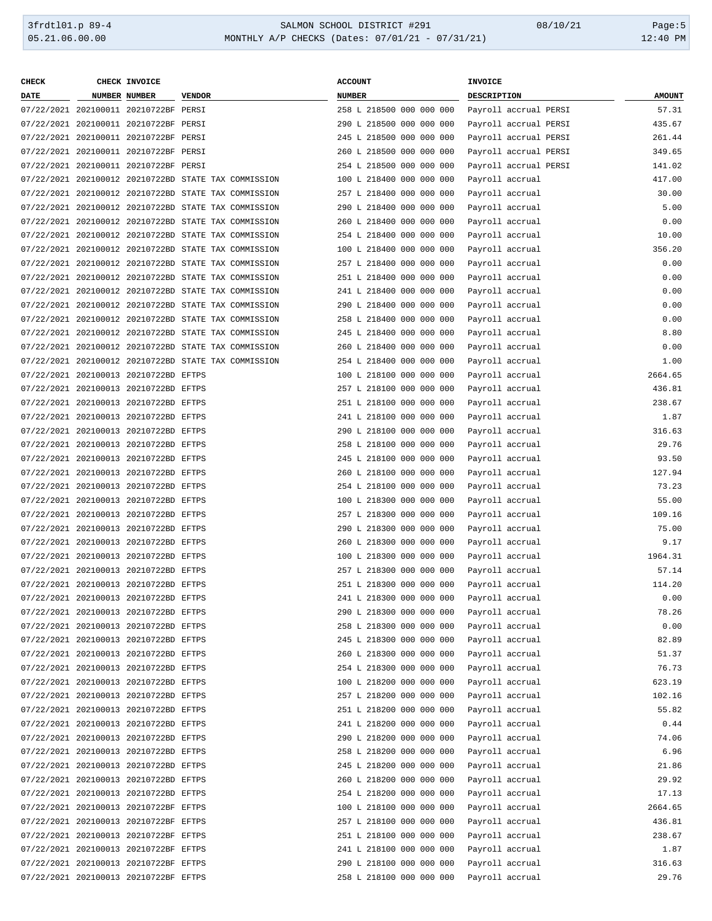| CHECK DATE | CHECK NUMBER | INVOICE NUMBER | VENDOR | ACCOUNT NUMBER | INVOICE DESCRIPTION | AMOUNT |
|---|---|---|---|---|---|---|
| 07/22/2021 | 202100011 | 20210722BF | PERSI | 258 L 218500 000 000 000 | Payroll accrual PERSI | 57.31 |
| 07/22/2021 | 202100011 | 20210722BF | PERSI | 290 L 218500 000 000 000 | Payroll accrual PERSI | 435.67 |
| 07/22/2021 | 202100011 | 20210722BF | PERSI | 245 L 218500 000 000 000 | Payroll accrual PERSI | 261.44 |
| 07/22/2021 | 202100011 | 20210722BF | PERSI | 260 L 218500 000 000 000 | Payroll accrual PERSI | 349.65 |
| 07/22/2021 | 202100011 | 20210722BF | PERSI | 254 L 218500 000 000 000 | Payroll accrual PERSI | 141.02 |
| 07/22/2021 | 202100012 | 20210722BD | STATE TAX COMMISSION | 100 L 218400 000 000 000 | Payroll accrual | 417.00 |
| 07/22/2021 | 202100012 | 20210722BD | STATE TAX COMMISSION | 257 L 218400 000 000 000 | Payroll accrual | 30.00 |
| 07/22/2021 | 202100012 | 20210722BD | STATE TAX COMMISSION | 290 L 218400 000 000 000 | Payroll accrual | 5.00 |
| 07/22/2021 | 202100012 | 20210722BD | STATE TAX COMMISSION | 260 L 218400 000 000 000 | Payroll accrual | 0.00 |
| 07/22/2021 | 202100012 | 20210722BD | STATE TAX COMMISSION | 254 L 218400 000 000 000 | Payroll accrual | 10.00 |
| 07/22/2021 | 202100012 | 20210722BD | STATE TAX COMMISSION | 100 L 218400 000 000 000 | Payroll accrual | 356.20 |
| 07/22/2021 | 202100012 | 20210722BD | STATE TAX COMMISSION | 257 L 218400 000 000 000 | Payroll accrual | 0.00 |
| 07/22/2021 | 202100012 | 20210722BD | STATE TAX COMMISSION | 251 L 218400 000 000 000 | Payroll accrual | 0.00 |
| 07/22/2021 | 202100012 | 20210722BD | STATE TAX COMMISSION | 241 L 218400 000 000 000 | Payroll accrual | 0.00 |
| 07/22/2021 | 202100012 | 20210722BD | STATE TAX COMMISSION | 290 L 218400 000 000 000 | Payroll accrual | 0.00 |
| 07/22/2021 | 202100012 | 20210722BD | STATE TAX COMMISSION | 258 L 218400 000 000 000 | Payroll accrual | 0.00 |
| 07/22/2021 | 202100012 | 20210722BD | STATE TAX COMMISSION | 245 L 218400 000 000 000 | Payroll accrual | 8.80 |
| 07/22/2021 | 202100012 | 20210722BD | STATE TAX COMMISSION | 260 L 218400 000 000 000 | Payroll accrual | 0.00 |
| 07/22/2021 | 202100012 | 20210722BD | STATE TAX COMMISSION | 254 L 218400 000 000 000 | Payroll accrual | 1.00 |
| 07/22/2021 | 202100013 | 20210722BD | EFTPS | 100 L 218100 000 000 000 | Payroll accrual | 2664.65 |
| 07/22/2021 | 202100013 | 20210722BD | EFTPS | 257 L 218100 000 000 000 | Payroll accrual | 436.81 |
| 07/22/2021 | 202100013 | 20210722BD | EFTPS | 251 L 218100 000 000 000 | Payroll accrual | 238.67 |
| 07/22/2021 | 202100013 | 20210722BD | EFTPS | 241 L 218100 000 000 000 | Payroll accrual | 1.87 |
| 07/22/2021 | 202100013 | 20210722BD | EFTPS | 290 L 218100 000 000 000 | Payroll accrual | 316.63 |
| 07/22/2021 | 202100013 | 20210722BD | EFTPS | 258 L 218100 000 000 000 | Payroll accrual | 29.76 |
| 07/22/2021 | 202100013 | 20210722BD | EFTPS | 245 L 218100 000 000 000 | Payroll accrual | 93.50 |
| 07/22/2021 | 202100013 | 20210722BD | EFTPS | 260 L 218100 000 000 000 | Payroll accrual | 127.94 |
| 07/22/2021 | 202100013 | 20210722BD | EFTPS | 254 L 218100 000 000 000 | Payroll accrual | 73.23 |
| 07/22/2021 | 202100013 | 20210722BD | EFTPS | 100 L 218300 000 000 000 | Payroll accrual | 55.00 |
| 07/22/2021 | 202100013 | 20210722BD | EFTPS | 257 L 218300 000 000 000 | Payroll accrual | 109.16 |
| 07/22/2021 | 202100013 | 20210722BD | EFTPS | 290 L 218300 000 000 000 | Payroll accrual | 75.00 |
| 07/22/2021 | 202100013 | 20210722BD | EFTPS | 260 L 218300 000 000 000 | Payroll accrual | 9.17 |
| 07/22/2021 | 202100013 | 20210722BD | EFTPS | 100 L 218300 000 000 000 | Payroll accrual | 1964.31 |
| 07/22/2021 | 202100013 | 20210722BD | EFTPS | 257 L 218300 000 000 000 | Payroll accrual | 57.14 |
| 07/22/2021 | 202100013 | 20210722BD | EFTPS | 251 L 218300 000 000 000 | Payroll accrual | 114.20 |
| 07/22/2021 | 202100013 | 20210722BD | EFTPS | 241 L 218300 000 000 000 | Payroll accrual | 0.00 |
| 07/22/2021 | 202100013 | 20210722BD | EFTPS | 290 L 218300 000 000 000 | Payroll accrual | 78.26 |
| 07/22/2021 | 202100013 | 20210722BD | EFTPS | 258 L 218300 000 000 000 | Payroll accrual | 0.00 |
| 07/22/2021 | 202100013 | 20210722BD | EFTPS | 245 L 218300 000 000 000 | Payroll accrual | 82.89 |
| 07/22/2021 | 202100013 | 20210722BD | EFTPS | 260 L 218300 000 000 000 | Payroll accrual | 51.37 |
| 07/22/2021 | 202100013 | 20210722BD | EFTPS | 254 L 218300 000 000 000 | Payroll accrual | 76.73 |
| 07/22/2021 | 202100013 | 20210722BD | EFTPS | 100 L 218200 000 000 000 | Payroll accrual | 623.19 |
| 07/22/2021 | 202100013 | 20210722BD | EFTPS | 257 L 218200 000 000 000 | Payroll accrual | 102.16 |
| 07/22/2021 | 202100013 | 20210722BD | EFTPS | 251 L 218200 000 000 000 | Payroll accrual | 55.82 |
| 07/22/2021 | 202100013 | 20210722BD | EFTPS | 241 L 218200 000 000 000 | Payroll accrual | 0.44 |
| 07/22/2021 | 202100013 | 20210722BD | EFTPS | 290 L 218200 000 000 000 | Payroll accrual | 74.06 |
| 07/22/2021 | 202100013 | 20210722BD | EFTPS | 258 L 218200 000 000 000 | Payroll accrual | 6.96 |
| 07/22/2021 | 202100013 | 20210722BD | EFTPS | 245 L 218200 000 000 000 | Payroll accrual | 21.86 |
| 07/22/2021 | 202100013 | 20210722BD | EFTPS | 260 L 218200 000 000 000 | Payroll accrual | 29.92 |
| 07/22/2021 | 202100013 | 20210722BD | EFTPS | 254 L 218200 000 000 000 | Payroll accrual | 17.13 |
| 07/22/2021 | 202100013 | 20210722BF | EFTPS | 100 L 218100 000 000 000 | Payroll accrual | 2664.65 |
| 07/22/2021 | 202100013 | 20210722BF | EFTPS | 257 L 218100 000 000 000 | Payroll accrual | 436.81 |
| 07/22/2021 | 202100013 | 20210722BF | EFTPS | 251 L 218100 000 000 000 | Payroll accrual | 238.67 |
| 07/22/2021 | 202100013 | 20210722BF | EFTPS | 241 L 218100 000 000 000 | Payroll accrual | 1.87 |
| 07/22/2021 | 202100013 | 20210722BF | EFTPS | 290 L 218100 000 000 000 | Payroll accrual | 316.63 |
| 07/22/2021 | 202100013 | 20210722BF | EFTPS | 258 L 218100 000 000 000 | Payroll accrual | 29.76 |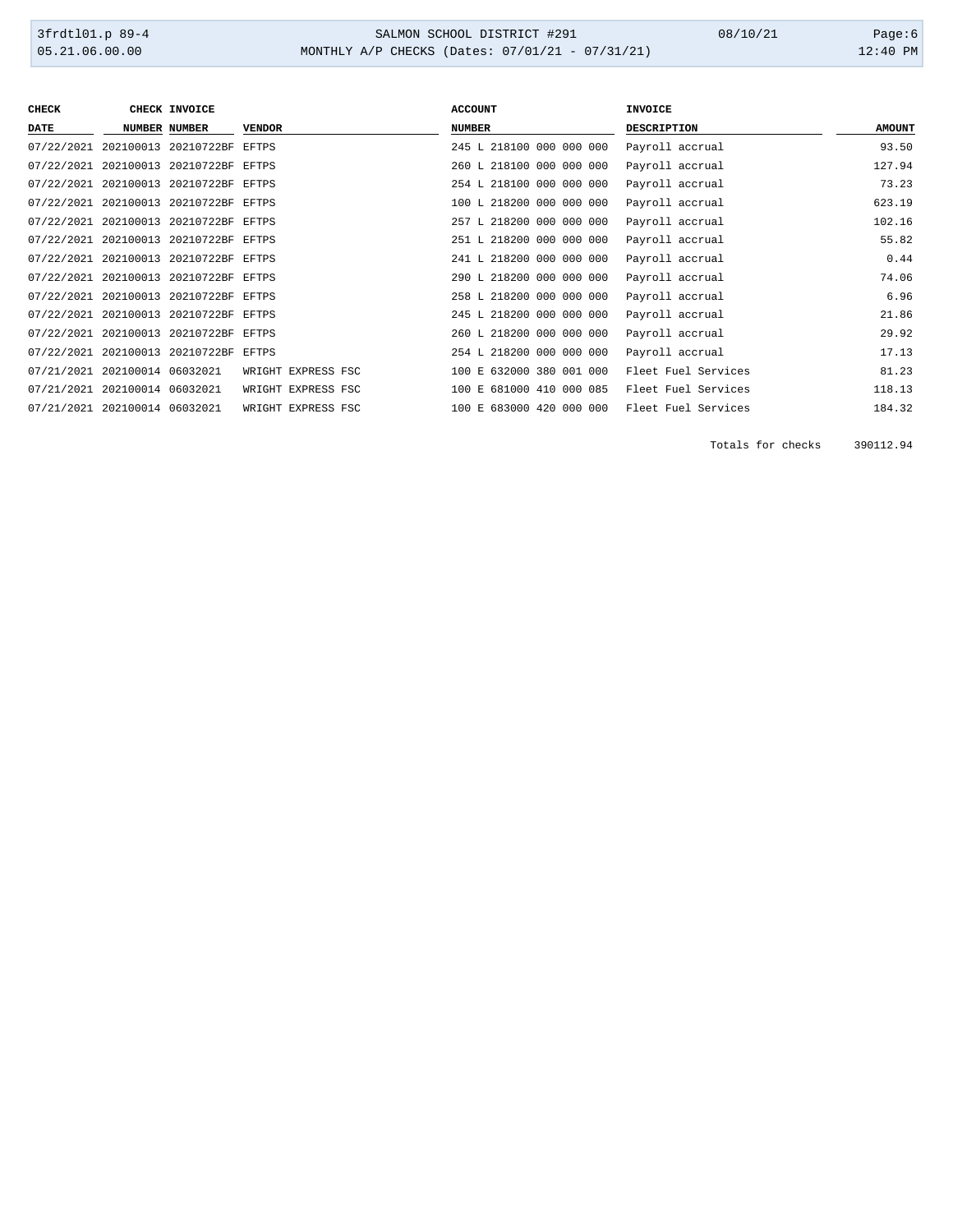| CHECK DATE | CHECK NUMBER | INVOICE NUMBER | VENDOR | ACCOUNT NUMBER | INVOICE DESCRIPTION | AMOUNT |
|---|---|---|---|---|---|---|
| 07/22/2021 | 202100013 | 20210722BF | EFTPS | 245 L 218100 000 000 000 | Payroll accrual | 93.50 |
| 07/22/2021 | 202100013 | 20210722BF | EFTPS | 260 L 218100 000 000 000 | Payroll accrual | 127.94 |
| 07/22/2021 | 202100013 | 20210722BF | EFTPS | 254 L 218100 000 000 000 | Payroll accrual | 73.23 |
| 07/22/2021 | 202100013 | 20210722BF | EFTPS | 100 L 218200 000 000 000 | Payroll accrual | 623.19 |
| 07/22/2021 | 202100013 | 20210722BF | EFTPS | 257 L 218200 000 000 000 | Payroll accrual | 102.16 |
| 07/22/2021 | 202100013 | 20210722BF | EFTPS | 251 L 218200 000 000 000 | Payroll accrual | 55.82 |
| 07/22/2021 | 202100013 | 20210722BF | EFTPS | 241 L 218200 000 000 000 | Payroll accrual | 0.44 |
| 07/22/2021 | 202100013 | 20210722BF | EFTPS | 290 L 218200 000 000 000 | Payroll accrual | 74.06 |
| 07/22/2021 | 202100013 | 20210722BF | EFTPS | 258 L 218200 000 000 000 | Payroll accrual | 6.96 |
| 07/22/2021 | 202100013 | 20210722BF | EFTPS | 245 L 218200 000 000 000 | Payroll accrual | 21.86 |
| 07/22/2021 | 202100013 | 20210722BF | EFTPS | 260 L 218200 000 000 000 | Payroll accrual | 29.92 |
| 07/22/2021 | 202100013 | 20210722BF | EFTPS | 254 L 218200 000 000 000 | Payroll accrual | 17.13 |
| 07/21/2021 | 202100014 | 06032021 | WRIGHT EXPRESS FSC | 100 E 632000 380 001 000 | Fleet Fuel Services | 81.23 |
| 07/21/2021 | 202100014 | 06032021 | WRIGHT EXPRESS FSC | 100 E 681000 410 000 085 | Fleet Fuel Services | 118.13 |
| 07/21/2021 | 202100014 | 06032021 | WRIGHT EXPRESS FSC | 100 E 683000 420 000 000 | Fleet Fuel Services | 184.32 |

Totals for checks 390112.94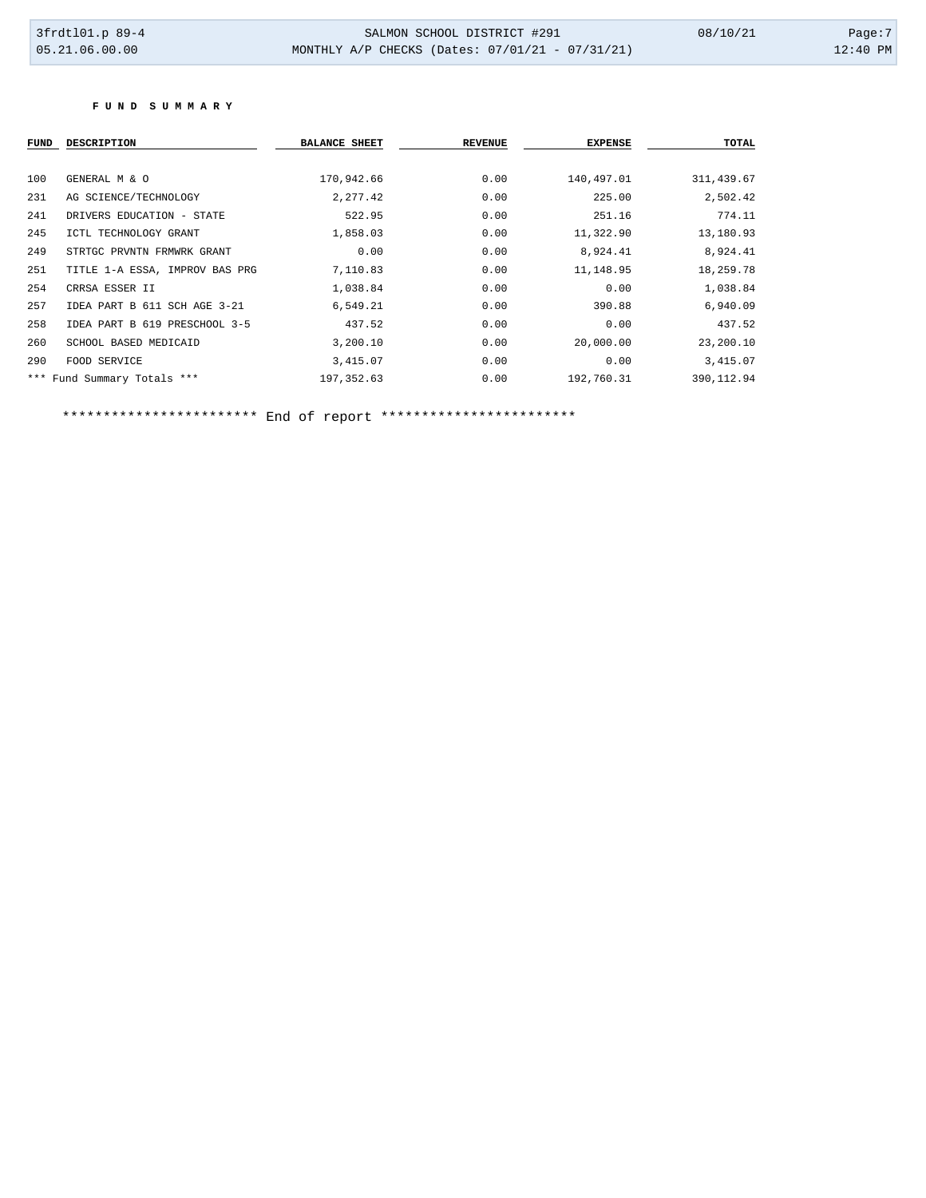**F U N D   S U M M A R Y**

| FUND | DESCRIPTION | BALANCE SHEET | REVENUE | EXPENSE | TOTAL |
|---|---|---|---|---|---|
| 100 | GENERAL M & O | 170,942.66 | 0.00 | 140,497.01 | 311,439.67 |
| 231 | AG SCIENCE/TECHNOLOGY | 2,277.42 | 0.00 | 225.00 | 2,502.42 |
| 241 | DRIVERS EDUCATION - STATE | 522.95 | 0.00 | 251.16 | 774.11 |
| 245 | ICTL TECHNOLOGY GRANT | 1,858.03 | 0.00 | 11,322.90 | 13,180.93 |
| 249 | STRTGC PRVNTN FRMWRK GRANT | 0.00 | 0.00 | 8,924.41 | 8,924.41 |
| 251 | TITLE 1-A ESSA, IMPROV BAS PRG | 7,110.83 | 0.00 | 11,148.95 | 18,259.78 |
| 254 | CRRSA ESSER II | 1,038.84 | 0.00 | 0.00 | 1,038.84 |
| 257 | IDEA PART B 611 SCH AGE 3-21 | 6,549.21 | 0.00 | 390.88 | 6,940.09 |
| 258 | IDEA PART B 619 PRESCHOOL 3-5 | 437.52 | 0.00 | 0.00 | 437.52 |
| 260 | SCHOOL BASED MEDICAID | 3,200.10 | 0.00 | 20,000.00 | 23,200.10 |
| 290 | FOOD SERVICE | 3,415.07 | 0.00 | 0.00 | 3,415.07 |
| *** Fund Summary Totals *** | | 197,352.63 | 0.00 | 192,760.31 | 390,112.94 |

************************ End of report ************************